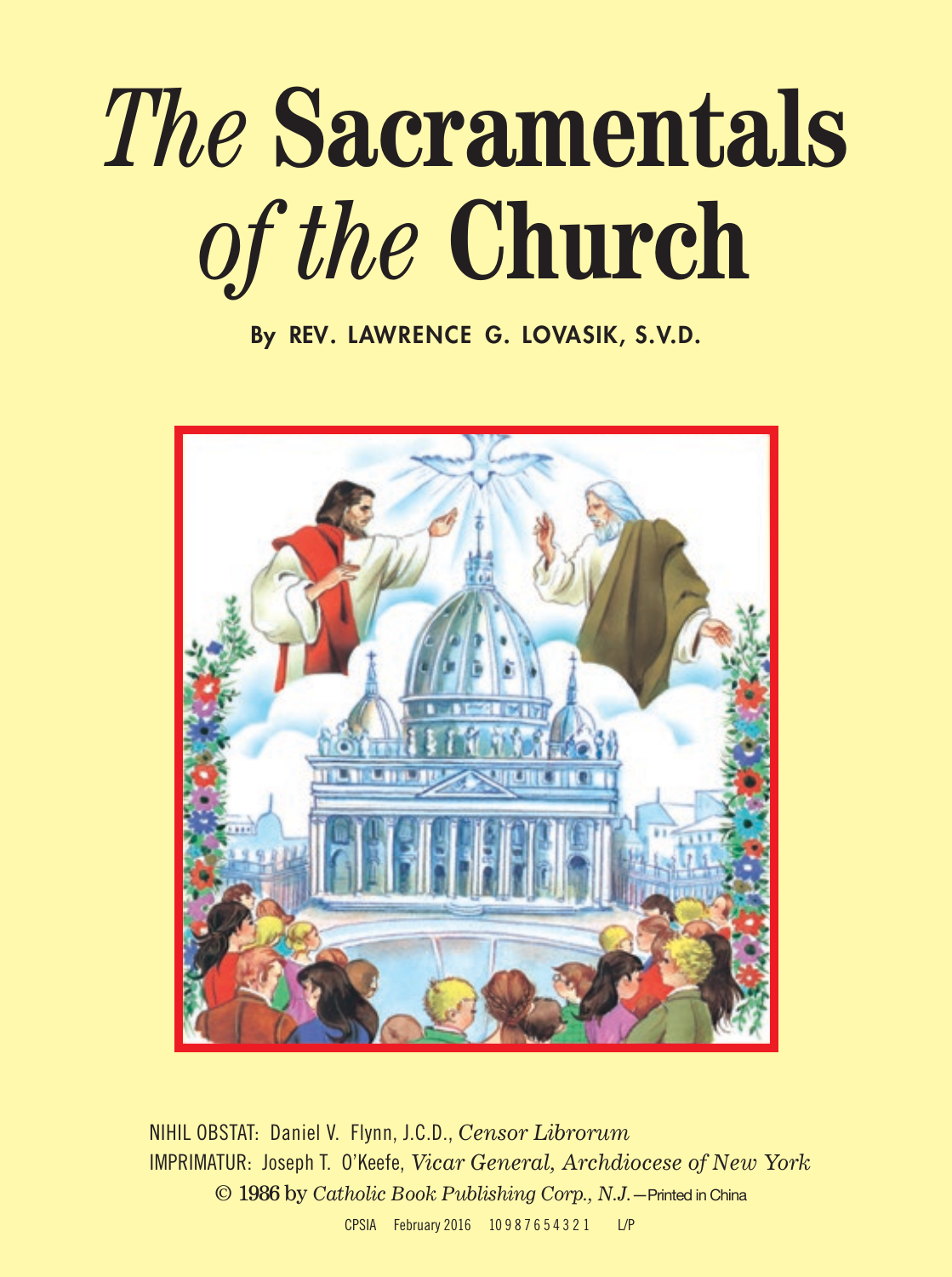# *The* Sacramentals *of the* Church

**By REV. LAWRENCE G. LOVASIK, S.V.D.**

NIHIL OBSTAT: Daniel V. Flynn, J.C.D., *Censor Librorum*

IMPRIMATUR: Joseph T. O'Keefe, *Vicar General, Archdiocese of New York*

© 1986 by *Catholic Book Publishing Corp., N.J.*—Printed in China

CPSIA February 2016 10 9 8 7 6 5 4 3 2 1 L/P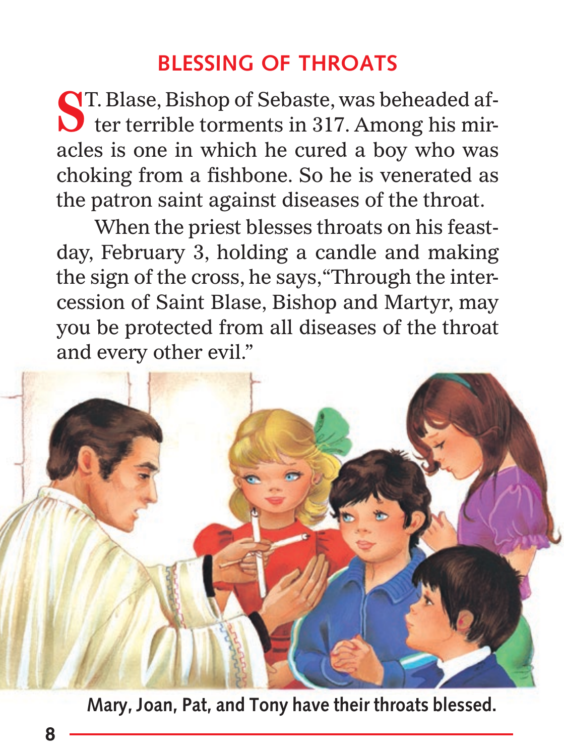## BLESSING OF THROATS

ST. Blase, Bishop of Sebaste, was beheaded after terrible torments in 317. Among his miracles is one in which he cured a boy who was choking from a fishbone. So he is venerated as the patron saint against diseases of the throat.

When the priest blesses throats on his feastday, February 3, holding a candle and making the sign of the cross, he says, "Through the intercession of Saint Blase, Bishop and Martyr, may you be protected from all diseases of the throat and every other evil."

**Mary, Joan, Pat, and Tony have their throats blessed.**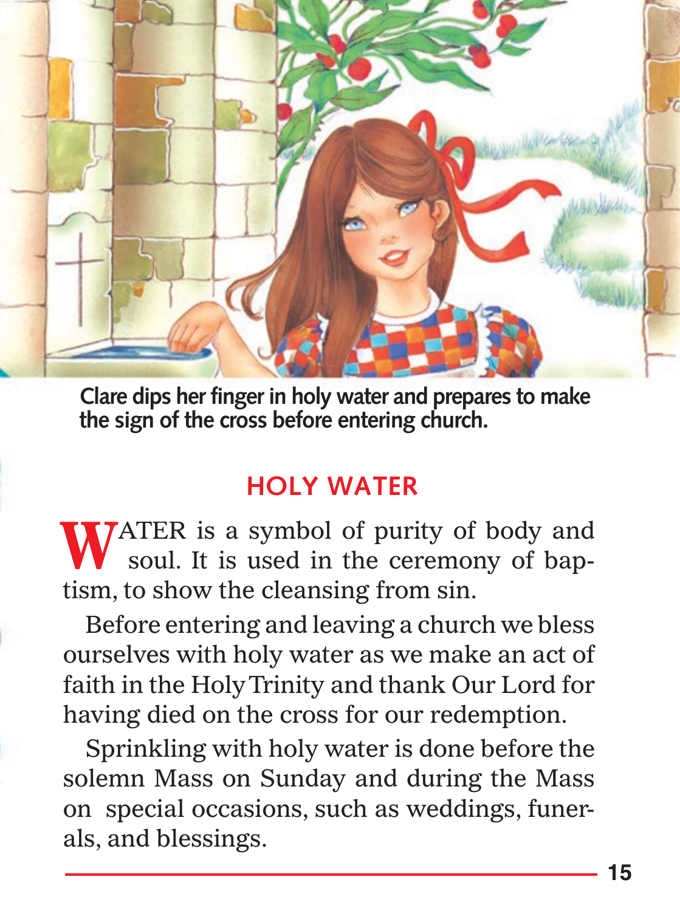**Clare dips her finger in holy water and prepares to make the sign of the cross before entering church.**

## HOLY WATER

WATER is a symbol of purity of body and soul. It is used in the ceremony of baptism, to show the cleansing from sin.

Before entering and leaving a church we bless ourselves with holy water as we make an act of faith in the Holy Trinity and thank Our Lord for having died on the cross for our redemption.

Sprinkling with holy water is done before the solemn Mass on Sunday and during the Mass on special occasions, such as weddings, funerals, and blessings.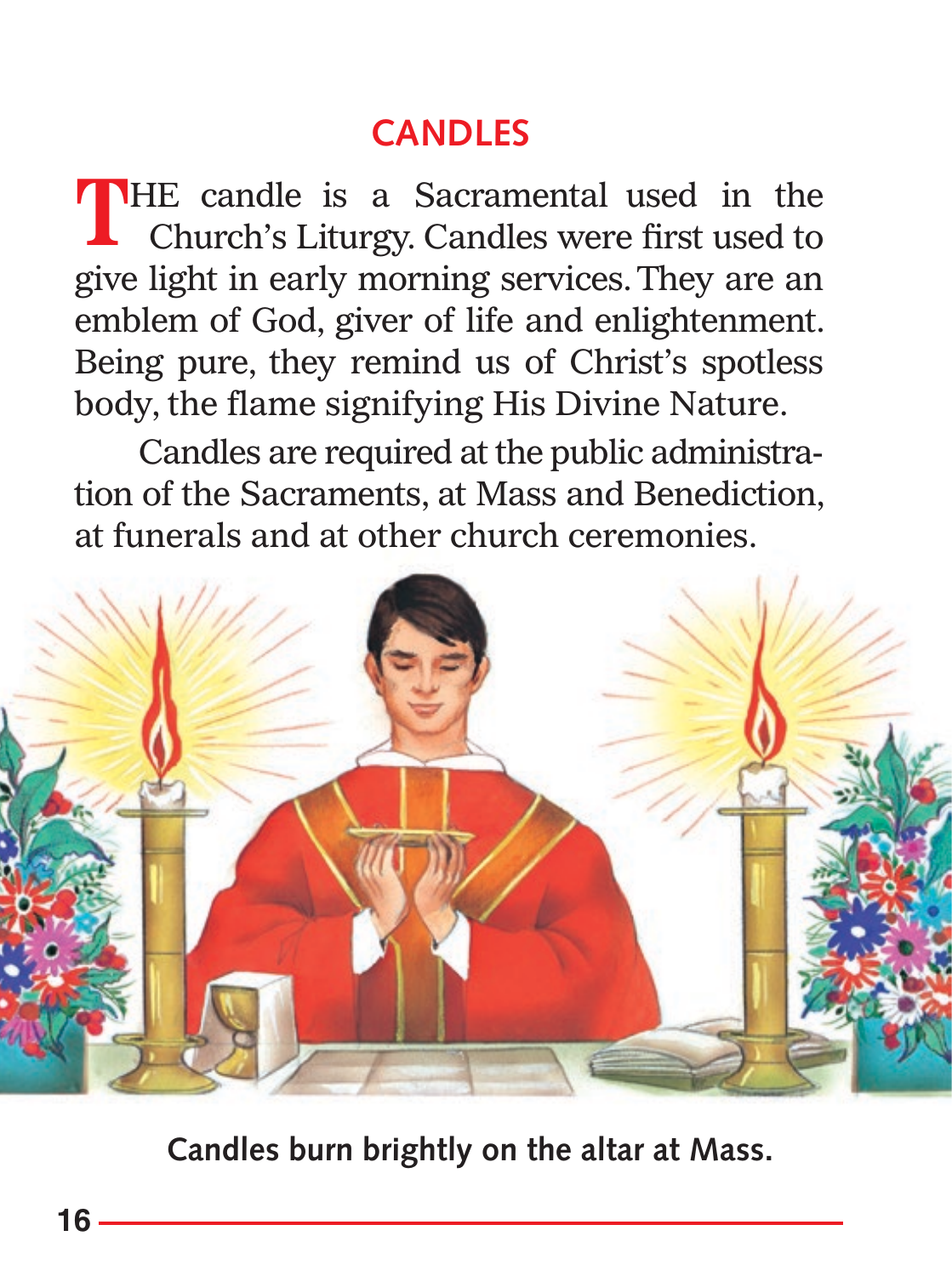## CANDLES

THE candle is a Sacramental used in the Church's Liturgy. Candles were first used to give light in early morning services. They are an emblem of God, giver of life and enlightenment. Being pure, they remind us of Christ's spotless body, the flame signifying His Divine Nature.

Candles are required at the public administration of the Sacraments, at Mass and Benediction, at funerals and at other church ceremonies.

**Candles burn brightly on the altar at Mass.**